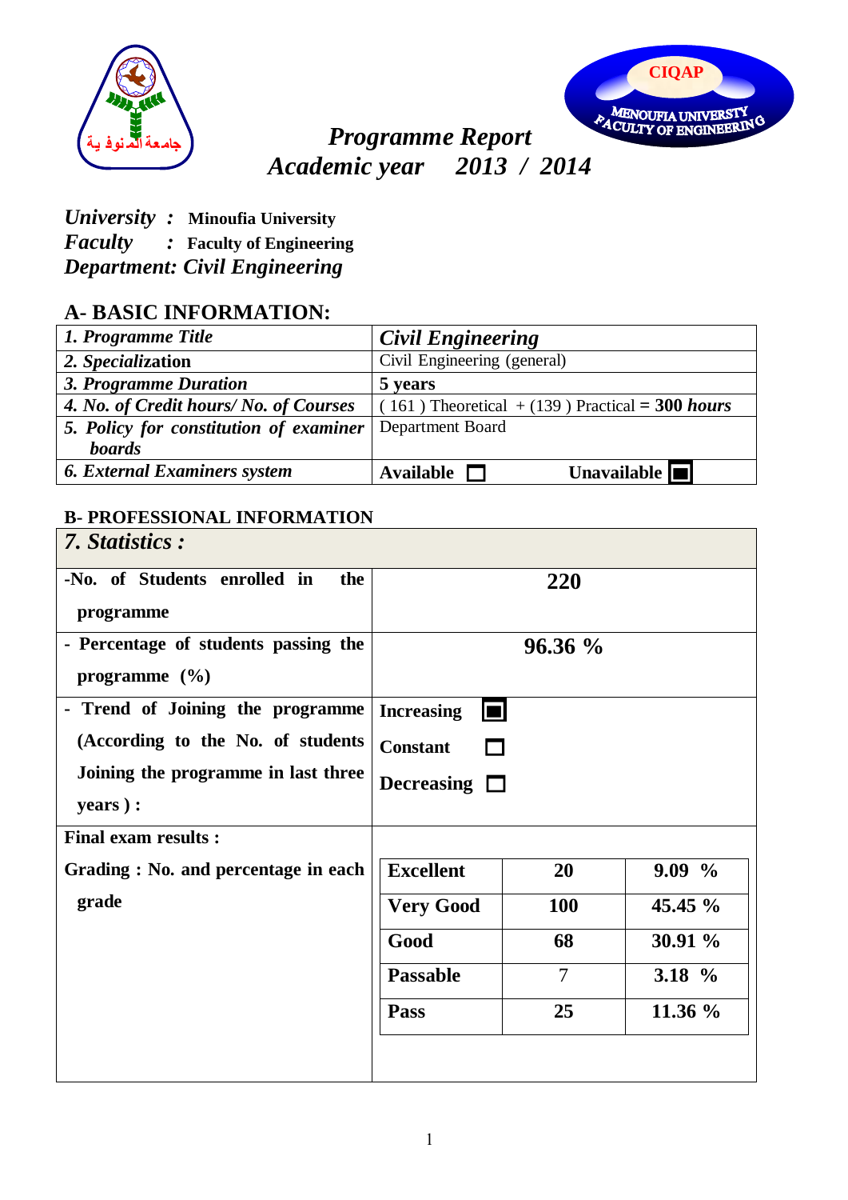# *Programme Report*
## *Academic year 2013 / 2014*

***University :*** **Minoufia University**
***Faculty :*** **Faculty of Engineering**
***Department: Civil Engineering***

## A- BASIC INFORMATION:

| | |
|---|---|
| ***1. Programme Title*** | ***Civil Engineering*** |
| ***2. Specialization*** | Civil Engineering (general) |
| ***3. Programme Duration*** | **5 years** |
| ***4. No. of Credit hours/ No. of Courses*** | ( 161 ) Theoretical + (139 ) Practical **= 300 *hours*** |
| ***5. Policy for constitution of examiner boards*** | Department Board |
| ***6. External Examiners system*** | **Available** ☐ **Unavailable** ■ |

## B- PROFESSIONAL INFORMATION

### *7. Statistics :*

| | |
|---|---|
| **-No. of Students enrolled in the programme** | **220** |
| **- Percentage of students passing the programme (%)** | **96.36 %** |
| **- Trend of Joining the programme (According to the No. of students Joining the programme in last three years ) :** | **Increasing** ■ **Constant** ☐ **Decreasing** ☐ |

**Final exam results :**

**Grading : No. and percentage in each grade**

| Grade | No. | % |
|---|---|---|
| **Excellent** | **20** | **9.09 %** |
| **Very Good** | **100** | **45.45 %** |
| **Good** | **68** | **30.91 %** |
| **Passable** | 7 | **3.18 %** |
| **Pass** | **25** | **11.36 %** |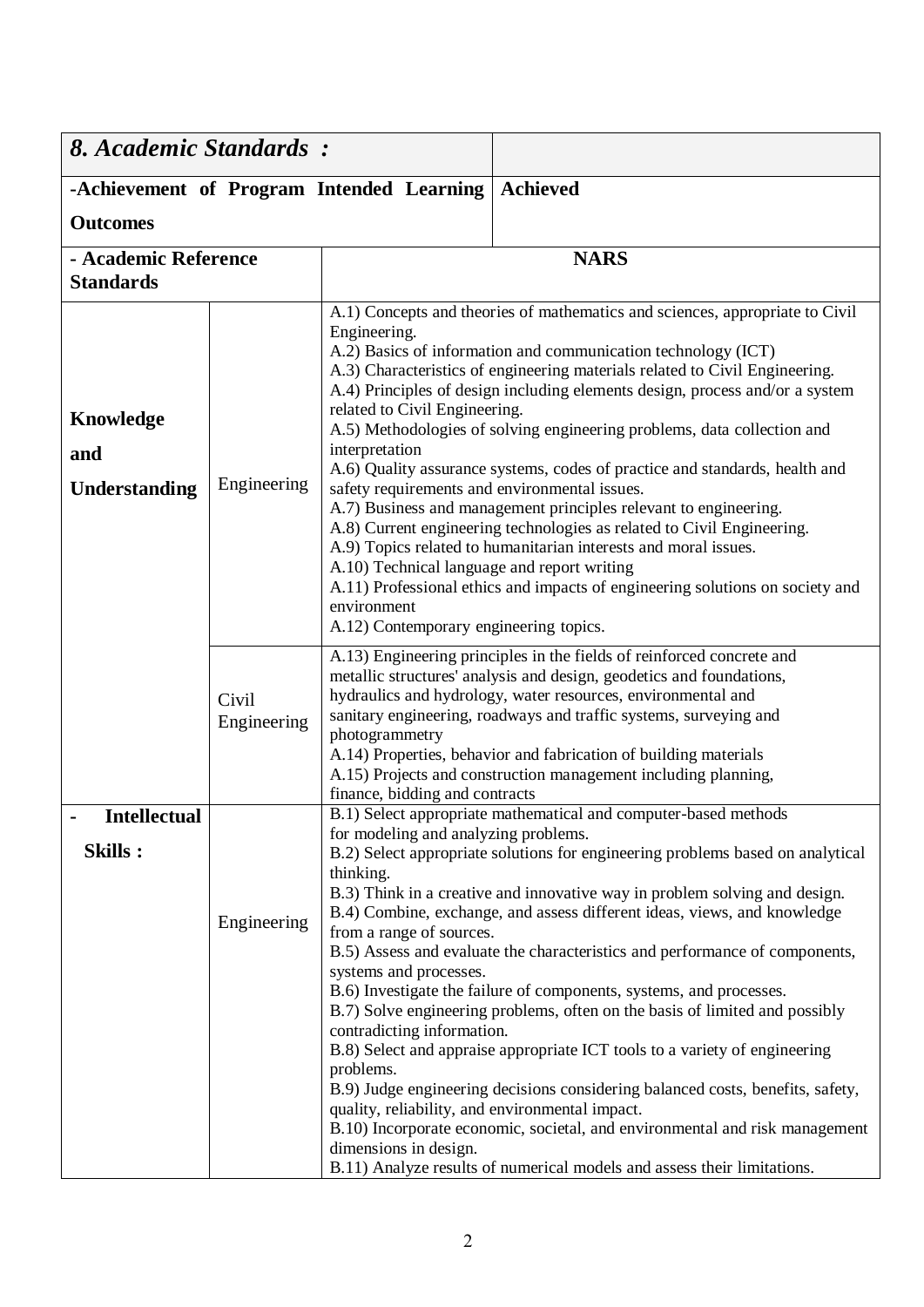| *8. Academic Standards :* | | |
|---|---|---|
| **-Achievement of Program Intended Learning Outcomes** | | **Achieved** |
| **- Academic Reference Standards** | | **NARS** |
| **Knowledge and Understanding** | Engineering | A.1) Concepts and theories of mathematics and sciences, appropriate to Civil Engineering.<br>A.2) Basics of information and communication technology (ICT)<br>A.3) Characteristics of engineering materials related to Civil Engineering.<br>A.4) Principles of design including elements design, process and/or a system related to Civil Engineering.<br>A.5) Methodologies of solving engineering problems, data collection and interpretation<br>A.6) Quality assurance systems, codes of practice and standards, health and safety requirements and environmental issues.<br>A.7) Business and management principles relevant to engineering.<br>A.8) Current engineering technologies as related to Civil Engineering.<br>A.9) Topics related to humanitarian interests and moral issues.<br>A.10) Technical language and report writing<br>A.11) Professional ethics and impacts of engineering solutions on society and environment<br>A.12) Contemporary engineering topics. |
| | Civil Engineering | A.13) Engineering principles in the fields of reinforced concrete and metallic structures' analysis and design, geodetics and foundations, hydraulics and hydrology, water resources, environmental and sanitary engineering, roadways and traffic systems, surveying and photogrammetry<br>A.14) Properties, behavior and fabrication of building materials<br>A.15) Projects and construction management including planning, finance, bidding and contracts |
| **- Intellectual Skills :** | Engineering | B.1) Select appropriate mathematical and computer-based methods for modeling and analyzing problems.<br>B.2) Select appropriate solutions for engineering problems based on analytical thinking.<br>B.3) Think in a creative and innovative way in problem solving and design.<br>B.4) Combine, exchange, and assess different ideas, views, and knowledge from a range of sources.<br>B.5) Assess and evaluate the characteristics and performance of components, systems and processes.<br>B.6) Investigate the failure of components, systems, and processes.<br>B.7) Solve engineering problems, often on the basis of limited and possibly contradicting information.<br>B.8) Select and appraise appropriate ICT tools to a variety of engineering problems.<br>B.9) Judge engineering decisions considering balanced costs, benefits, safety, quality, reliability, and environmental impact.<br>B.10) Incorporate economic, societal, and environmental and risk management dimensions in design.<br>B.11) Analyze results of numerical models and assess their limitations. |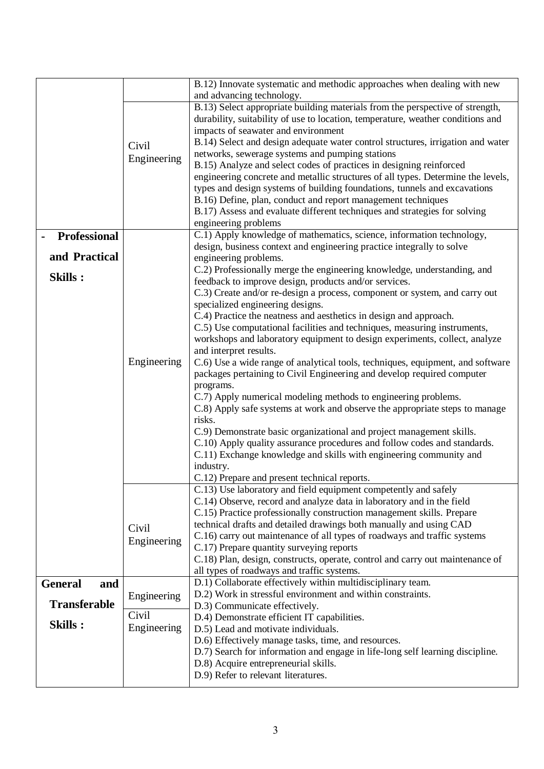| | | |
|---|---|---|
| | | B.12) Innovate systematic and methodic approaches when dealing with new and advancing technology. |
| | Civil Engineering | B.13) Select appropriate building materials from the perspective of strength, durability, suitability of use to location, temperature, weather conditions and impacts of seawater and environment<br>B.14) Select and design adequate water control structures, irrigation and water networks, sewerage systems and pumping stations<br>B.15) Analyze and select codes of practices in designing reinforced engineering concrete and metallic structures of all types. Determine the levels, types and design systems of building foundations, tunnels and excavations<br>B.16) Define, plan, conduct and report management techniques<br>B.17) Assess and evaluate different techniques and strategies for solving engineering problems |
| **- Professional and Practical Skills :** | Engineering | C.1) Apply knowledge of mathematics, science, information technology, design, business context and engineering practice integrally to solve engineering problems.<br>C.2) Professionally merge the engineering knowledge, understanding, and feedback to improve design, products and/or services.<br>C.3) Create and/or re-design a process, component or system, and carry out specialized engineering designs.<br>C.4) Practice the neatness and aesthetics in design and approach.<br>C.5) Use computational facilities and techniques, measuring instruments, workshops and laboratory equipment to design experiments, collect, analyze and interpret results.<br>C.6) Use a wide range of analytical tools, techniques, equipment, and software packages pertaining to Civil Engineering and develop required computer programs.<br>C.7) Apply numerical modeling methods to engineering problems.<br>C.8) Apply safe systems at work and observe the appropriate steps to manage risks.<br>C.9) Demonstrate basic organizational and project management skills.<br>C.10) Apply quality assurance procedures and follow codes and standards.<br>C.11) Exchange knowledge and skills with engineering community and industry.<br>C.12) Prepare and present technical reports. |
| | Civil Engineering | C.13) Use laboratory and field equipment competently and safely<br>C.14) Observe, record and analyze data in laboratory and in the field<br>C.15) Practice professionally construction management skills. Prepare technical drafts and detailed drawings both manually and using CAD<br>C.16) carry out maintenance of all types of roadways and traffic systems<br>C.17) Prepare quantity surveying reports<br>C.18) Plan, design, constructs, operate, control and carry out maintenance of all types of roadways and traffic systems. |
| **General and Transferable Skills :** | Engineering<br>Civil Engineering | D.1) Collaborate effectively within multidisciplinary team.<br>D.2) Work in stressful environment and within constraints.<br>D.3) Communicate effectively.<br>D.4) Demonstrate efficient IT capabilities.<br>D.5) Lead and motivate individuals.<br>D.6) Effectively manage tasks, time, and resources.<br>D.7) Search for information and engage in life-long self learning discipline.<br>D.8) Acquire entrepreneurial skills.<br>D.9) Refer to relevant literatures. |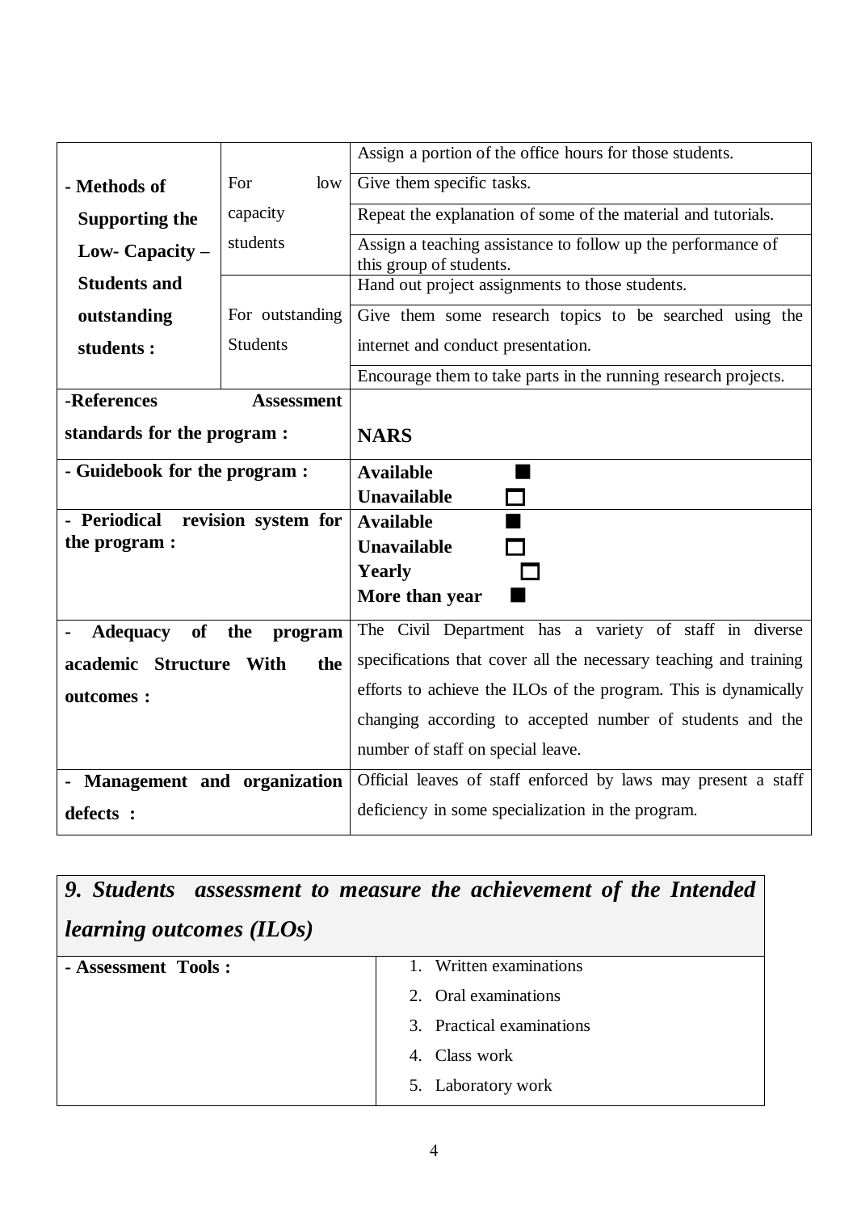| | | |
|---|---|---|
| **- Methods of Supporting the Low- Capacity – Students and outstanding students :** | For low capacity students | Assign a portion of the office hours for those students. |
| | | Give them specific tasks. |
| | | Repeat the explanation of some of the material and tutorials. |
| | | Assign a teaching assistance to follow up the performance of this group of students. |
| | For outstanding Students | Hand out project assignments to those students. |
| | | Give them some research topics to be searched using the internet and conduct presentation. |
| | | Encourage them to take parts in the running research projects. |
| **-References Assessment standards for the program :** | | **NARS** |
| **- Guidebook for the program :** | | **Available** ■<br>**Unavailable** □ |
| **- Periodical revision system for the program :** | | **Available** ■<br>**Unavailable** □<br>**Yearly** □<br>**More than year** ■ |
| **- Adequacy of the program academic Structure With the outcomes :** | | The Civil Department has a variety of staff in diverse specifications that cover all the necessary teaching and training efforts to achieve the ILOs of the program. This is dynamically changing according to accepted number of students and the number of staff on special leave. |
| **- Management and organization defects :** | | Official leaves of staff enforced by laws may present a staff deficiency in some specialization in the program. |

| ***9. Students assessment to measure the achievement of the Intended learning outcomes (ILOs)*** | |
|---|---|
| **- Assessment Tools :** | 1. Written examinations<br>2. Oral examinations<br>3. Practical examinations<br>4. Class work<br>5. Laboratory work |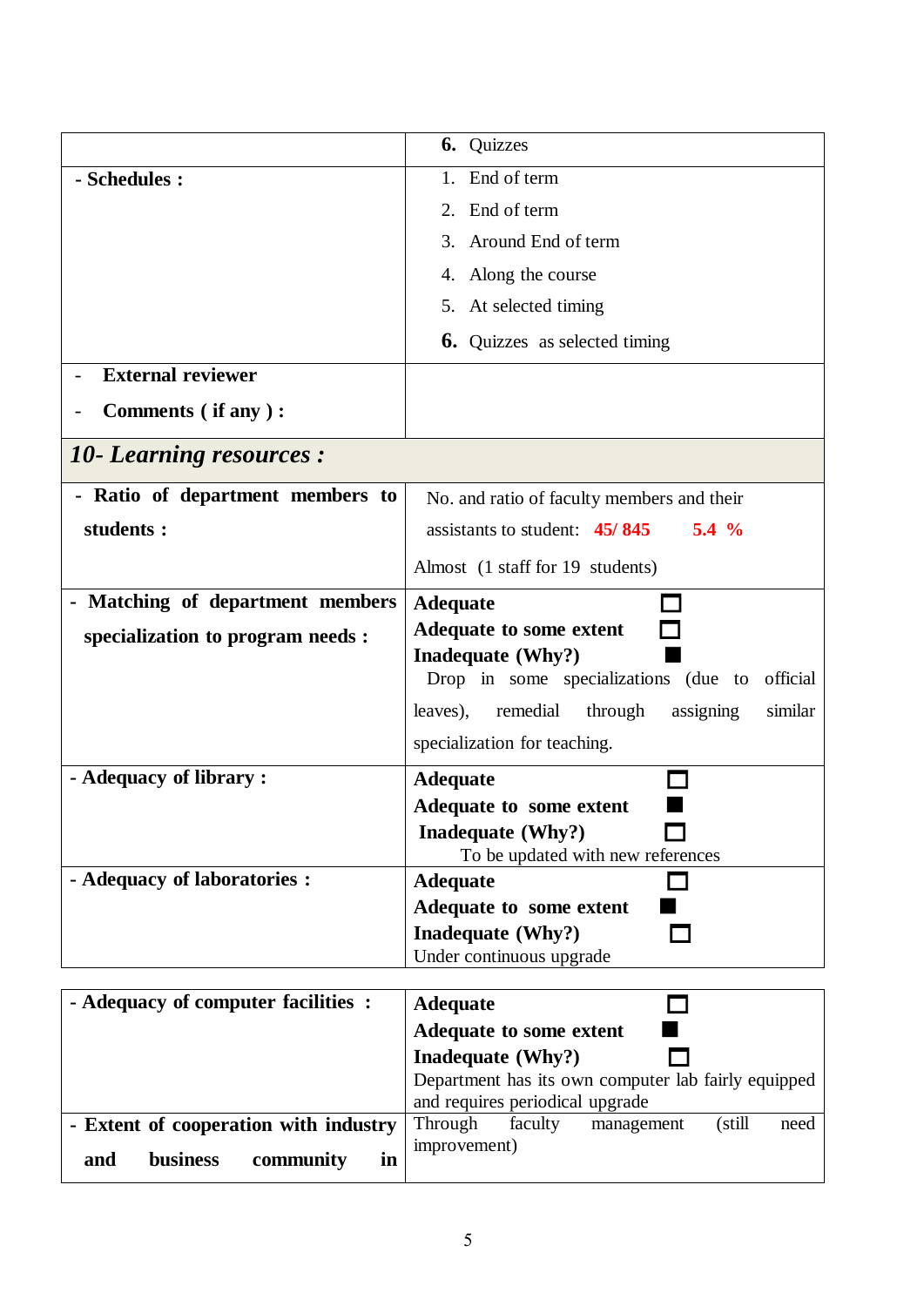| | 6. Quizzes |
|---|---|
| **- Schedules :** | 1. End of term<br>2. End of term<br>3. Around End of term<br>4. Along the course<br>5. At selected timing<br>6. Quizzes as selected timing |
| **- External reviewer**<br>**- Comments ( if any ) :** | |

## *10- Learning resources :*

| | |
|---|---|
| **- Ratio of department members to students :** | No. and ratio of faculty members and their assistants to student: **45/ 845** **5.4 %**<br>Almost (1 staff for 19 students) |
| **- Matching of department members specialization to program needs :** | **Adequate** ☐<br>**Adequate to some extent** ☐<br>**Inadequate (Why?)** ■<br>Drop in some specializations (due to official leaves), remedial through assigning similar specialization for teaching. |
| **- Adequacy of library :** | **Adequate** ☐<br>**Adequate to some extent** ■<br>**Inadequate (Why?)** ☐<br>To be updated with new references |
| **- Adequacy of laboratories :** | **Adequate** ☐<br>**Adequate to some extent** ■<br>**Inadequate (Why?)** ☐<br>Under continuous upgrade |
| **- Adequacy of computer facilities :** | **Adequate** ☐<br>**Adequate to some extent** ■<br>**Inadequate (Why?)** ☐<br>Department has its own computer lab fairly equipped and requires periodical upgrade |
| **- Extent of cooperation with industry and business community in** | Through faculty management (still need improvement) |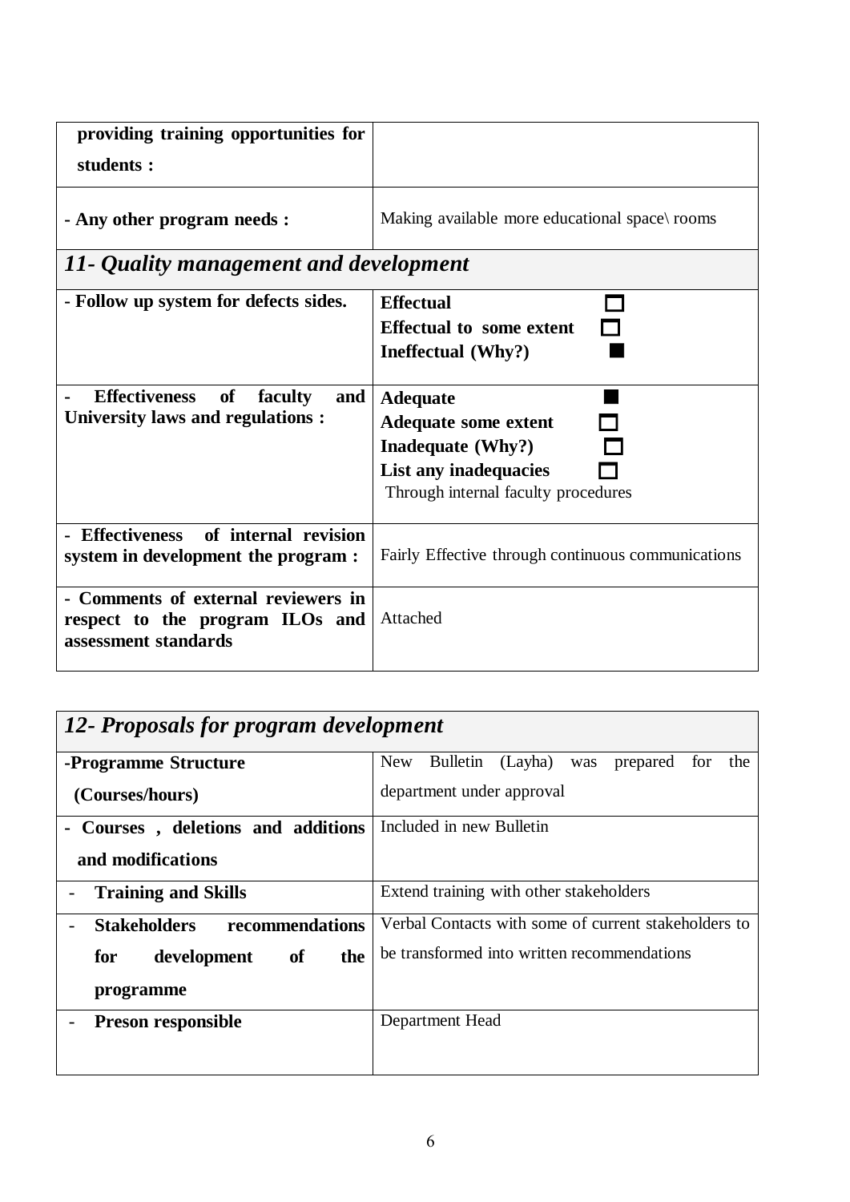| **providing training opportunities for students :** | |
|---|---|
| **- Any other program needs :** | Making available more educational space\ rooms |

## *11- Quality management and development*

| | |
|---|---|
| **- Follow up system for defects sides.** | **Effectual** ☐<br>**Effectual to some extent** ☐<br>**Ineffectual (Why?)** ■ |
| **- Effectiveness of faculty and University laws and regulations :** | **Adequate** ■<br>**Adequate some extent** ☐<br>**Inadequate (Why?)** ☐<br>**List any inadequacies** ☐<br>Through internal faculty procedures |
| **- Effectiveness of internal revision system in development the program :** | Fairly Effective through continuous communications |
| **- Comments of external reviewers in respect to the program ILOs and assessment standards** | Attached |

## *12- Proposals for program development*

| | |
|---|---|
| **-Programme Structure (Courses/hours)** | New Bulletin (Layha) was prepared for the department under approval |
| **- Courses , deletions and additions and modifications** | Included in new Bulletin |
| **- Training and Skills** | Extend training with other stakeholders |
| **- Stakeholders recommendations for development of the programme** | Verbal Contacts with some of current stakeholders to be transformed into written recommendations |
| **- Preson responsible** | Department Head |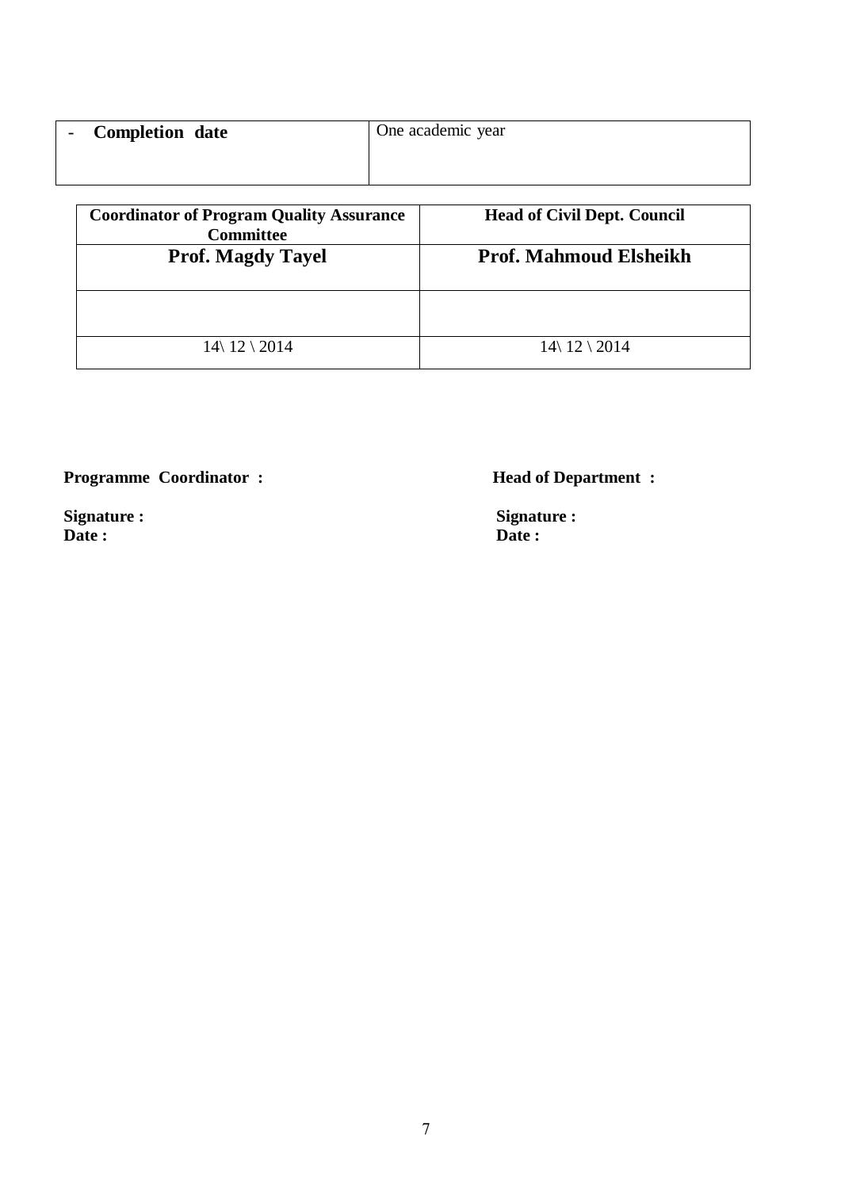| | |
|---|---|
| - **Completion date** | One academic year |

| **Coordinator of Program Quality Assurance Committee** | **Head of Civil Dept. Council** |
|---|---|
| **Prof. Magdy Tayel** | **Prof. Mahmoud Elsheikh** |
| | |
| 14\ 12 \ 2014 | 14\ 12 \ 2014 |

**Programme Coordinator :**

**Signature :**
**Date :**

**Head of Department :**

**Signature :**
**Date :**